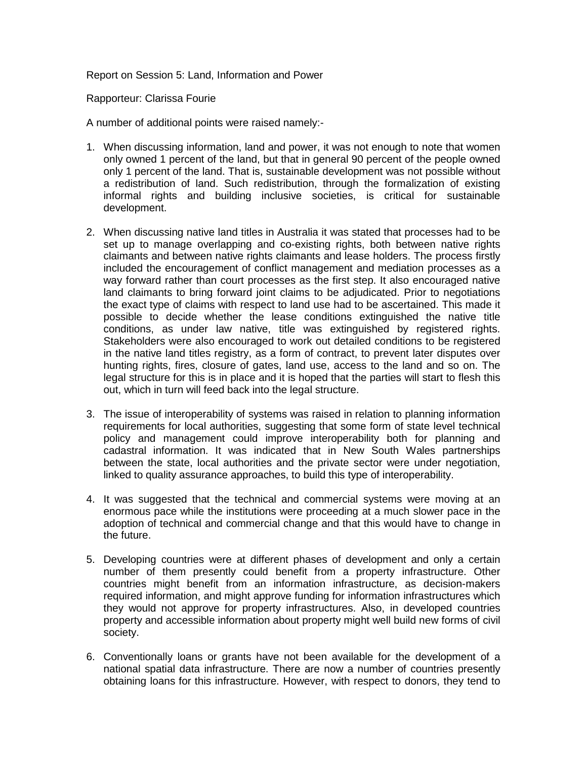Report on Session 5: Land, Information and Power

Rapporteur: Clarissa Fourie

A number of additional points were raised namely:-

1. When discussing information, land and power, it was not enough to note that women only owned 1 percent of the land, but that in general 90 percent of the people owned only 1 percent of the land. That is, sustainable development was not possible without a redistribution of land. Such redistribution, through the formalization of existing informal rights and building inclusive societies, is critical for sustainable development.

2. When discussing native land titles in Australia it was stated that processes had to be set up to manage overlapping and co-existing rights, both between native rights claimants and between native rights claimants and lease holders. The process firstly included the encouragement of conflict management and mediation processes as a way forward rather than court processes as the first step. It also encouraged native land claimants to bring forward joint claims to be adjudicated. Prior to negotiations the exact type of claims with respect to land use had to be ascertained. This made it possible to decide whether the lease conditions extinguished the native title conditions, as under law native, title was extinguished by registered rights. Stakeholders were also encouraged to work out detailed conditions to be registered in the native land titles registry, as a form of contract, to prevent later disputes over hunting rights, fires, closure of gates, land use, access to the land and so on. The legal structure for this is in place and it is hoped that the parties will start to flesh this out, which in turn will feed back into the legal structure.

3. The issue of interoperability of systems was raised in relation to planning information requirements for local authorities, suggesting that some form of state level technical policy and management could improve interoperability both for planning and cadastral information. It was indicated that in New South Wales partnerships between the state, local authorities and the private sector were under negotiation, linked to quality assurance approaches, to build this type of interoperability.

4. It was suggested that the technical and commercial systems were moving at an enormous pace while the institutions were proceeding at a much slower pace in the adoption of technical and commercial change and that this would have to change in the future.

5. Developing countries were at different phases of development and only a certain number of them presently could benefit from a property infrastructure. Other countries might benefit from an information infrastructure, as decision-makers required information, and might approve funding for information infrastructures which they would not approve for property infrastructures. Also, in developed countries property and accessible information about property might well build new forms of civil society.

6. Conventionally loans or grants have not been available for the development of a national spatial data infrastructure. There are now a number of countries presently obtaining loans for this infrastructure. However, with respect to donors, they tend to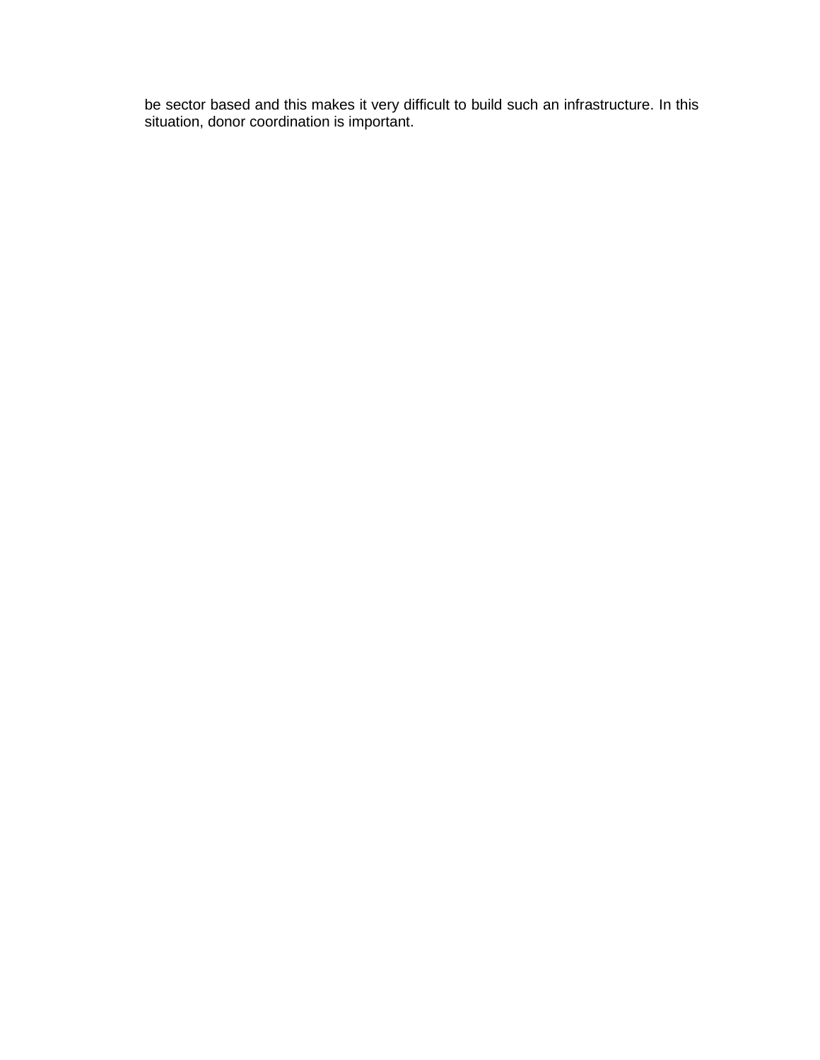be sector based and this makes it very difficult to build such an infrastructure. In this situation, donor coordination is important.